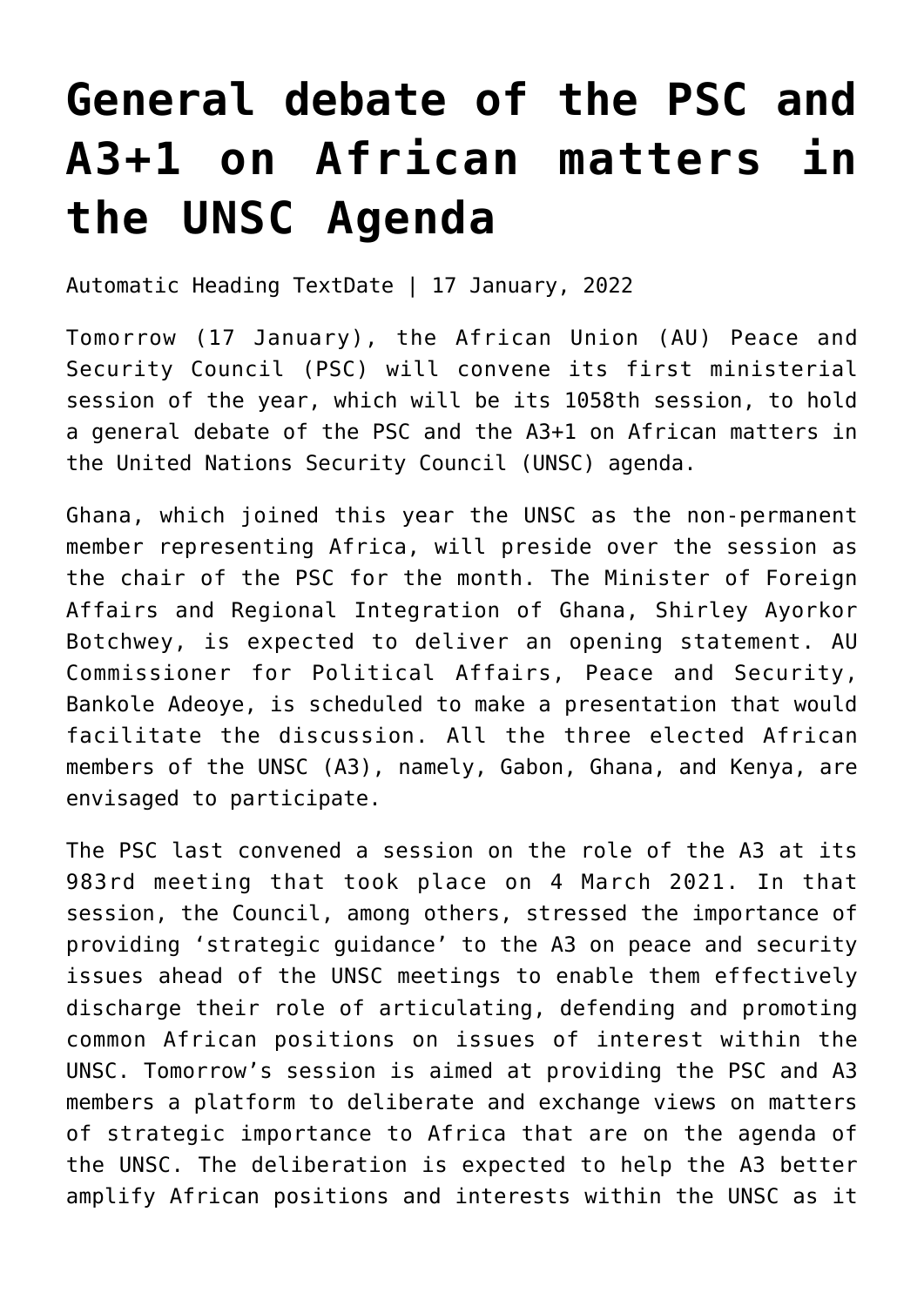# General debate of the PSC and A3+1 on African matters in the UNSC Agenda

Automatic Heading TextDate | 17 January, 2022

Tomorrow (17 January), the African Union (AU) Peace and Security Council (PSC) will convene its first ministerial session of the year, which will be its 1058th session, to hold a general debate of the PSC and the A3+1 on African matters in the United Nations Security Council (UNSC) agenda.

Ghana, which joined this year the UNSC as the non-permanent member representing Africa, will preside over the session as the chair of the PSC for the month. The Minister of Foreign Affairs and Regional Integration of Ghana, Shirley Ayorkor Botchwey, is expected to deliver an opening statement. AU Commissioner for Political Affairs, Peace and Security, Bankole Adeoye, is scheduled to make a presentation that would facilitate the discussion. All the three elected African members of the UNSC (A3), namely, Gabon, Ghana, and Kenya, are envisaged to participate.

The PSC last convened a session on the role of the A3 at its 983rd meeting that took place on 4 March 2021. In that session, the Council, among others, stressed the importance of providing 'strategic guidance' to the A3 on peace and security issues ahead of the UNSC meetings to enable them effectively discharge their role of articulating, defending and promoting common African positions on issues of interest within the UNSC. Tomorrow's session is aimed at providing the PSC and A3 members a platform to deliberate and exchange views on matters of strategic importance to Africa that are on the agenda of the UNSC. The deliberation is expected to help the A3 better amplify African positions and interests within the UNSC as it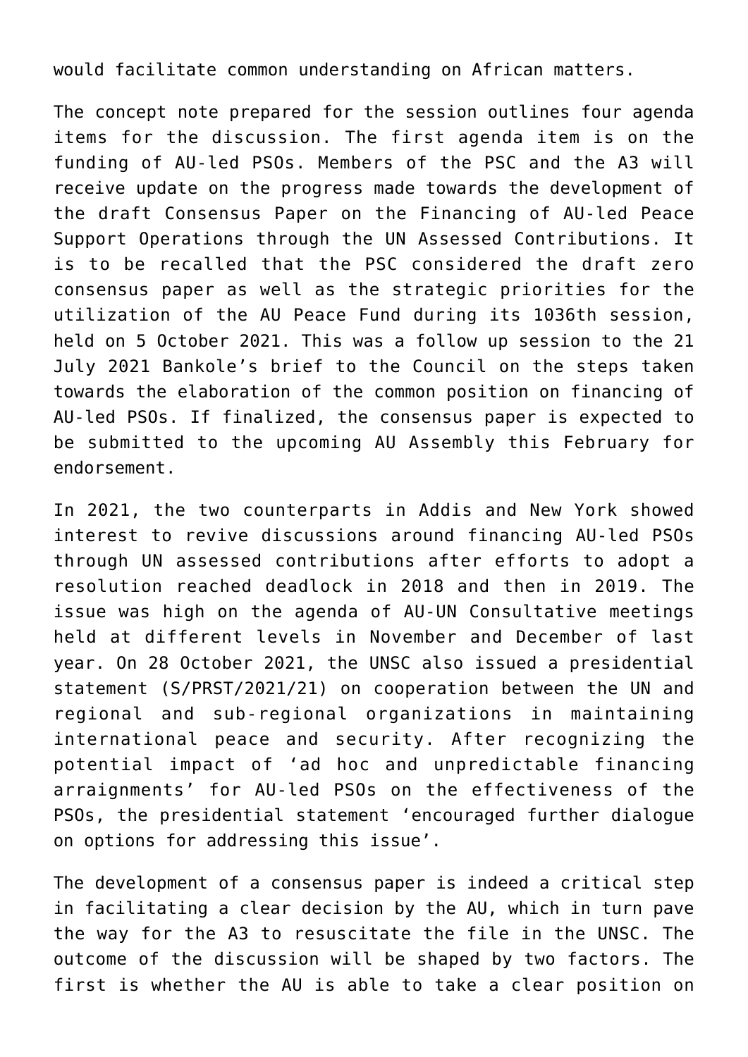would facilitate common understanding on African matters.

The concept note prepared for the session outlines four agenda items for the discussion. The first agenda item is on the funding of AU-led PSOs. Members of the PSC and the A3 will receive update on the progress made towards the development of the draft Consensus Paper on the Financing of AU-led Peace Support Operations through the UN Assessed Contributions. It is to be recalled that the PSC considered the draft zero consensus paper as well as the strategic priorities for the utilization of the AU Peace Fund during its 1036th session, held on 5 October 2021. This was a follow up session to the 21 July 2021 Bankole's brief to the Council on the steps taken towards the elaboration of the common position on financing of AU-led PSOs. If finalized, the consensus paper is expected to be submitted to the upcoming AU Assembly this February for endorsement.

In 2021, the two counterparts in Addis and New York showed interest to revive discussions around financing AU-led PSOs through UN assessed contributions after efforts to adopt a resolution reached deadlock in 2018 and then in 2019. The issue was high on the agenda of AU-UN Consultative meetings held at different levels in November and December of last year. On 28 October 2021, the UNSC also issued a presidential statement (S/PRST/2021/21) on cooperation between the UN and regional and sub-regional organizations in maintaining international peace and security. After recognizing the potential impact of 'ad hoc and unpredictable financing arraignments' for AU-led PSOs on the effectiveness of the PSOs, the presidential statement 'encouraged further dialogue on options for addressing this issue'.

The development of a consensus paper is indeed a critical step in facilitating a clear decision by the AU, which in turn pave the way for the A3 to resuscitate the file in the UNSC. The outcome of the discussion will be shaped by two factors. The first is whether the AU is able to take a clear position on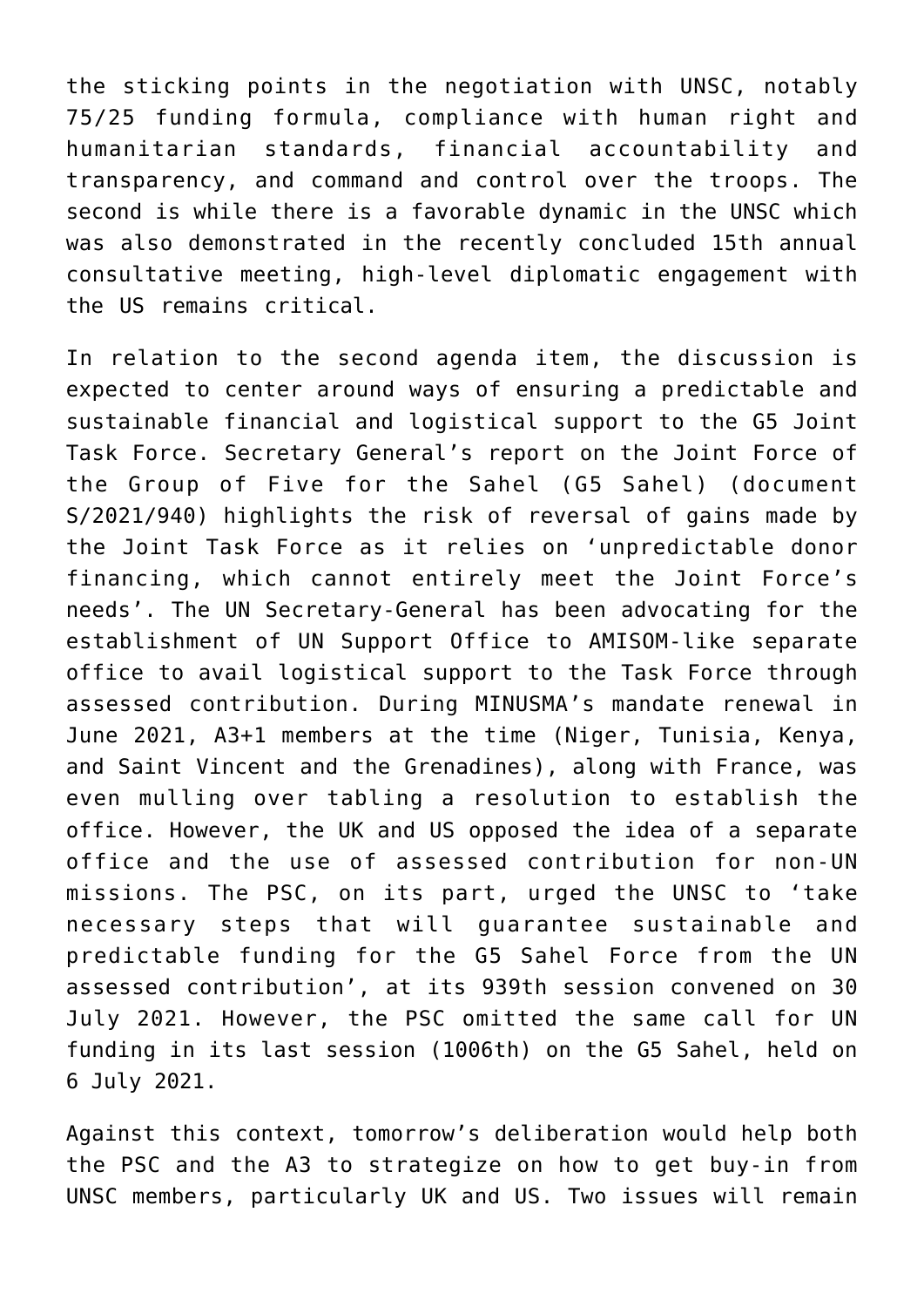the sticking points in the negotiation with UNSC, notably 75/25 funding formula, compliance with human right and humanitarian standards, financial accountability and transparency, and command and control over the troops. The second is while there is a favorable dynamic in the UNSC which was also demonstrated in the recently concluded 15th annual consultative meeting, high-level diplomatic engagement with the US remains critical.

In relation to the second agenda item, the discussion is expected to center around ways of ensuring a predictable and sustainable financial and logistical support to the G5 Joint Task Force. Secretary General's report on the Joint Force of the Group of Five for the Sahel (G5 Sahel) (document S/2021/940) highlights the risk of reversal of gains made by the Joint Task Force as it relies on 'unpredictable donor financing, which cannot entirely meet the Joint Force's needs'. The UN Secretary-General has been advocating for the establishment of UN Support Office to AMISOM-like separate office to avail logistical support to the Task Force through assessed contribution. During MINUSMA's mandate renewal in June 2021, A3+1 members at the time (Niger, Tunisia, Kenya, and Saint Vincent and the Grenadines), along with France, was even mulling over tabling a resolution to establish the office. However, the UK and US opposed the idea of a separate office and the use of assessed contribution for non-UN missions. The PSC, on its part, urged the UNSC to 'take necessary steps that will guarantee sustainable and predictable funding for the G5 Sahel Force from the UN assessed contribution', at its 939th session convened on 30 July 2021. However, the PSC omitted the same call for UN funding in its last session (1006th) on the G5 Sahel, held on 6 July 2021.

Against this context, tomorrow's deliberation would help both the PSC and the A3 to strategize on how to get buy-in from UNSC members, particularly UK and US. Two issues will remain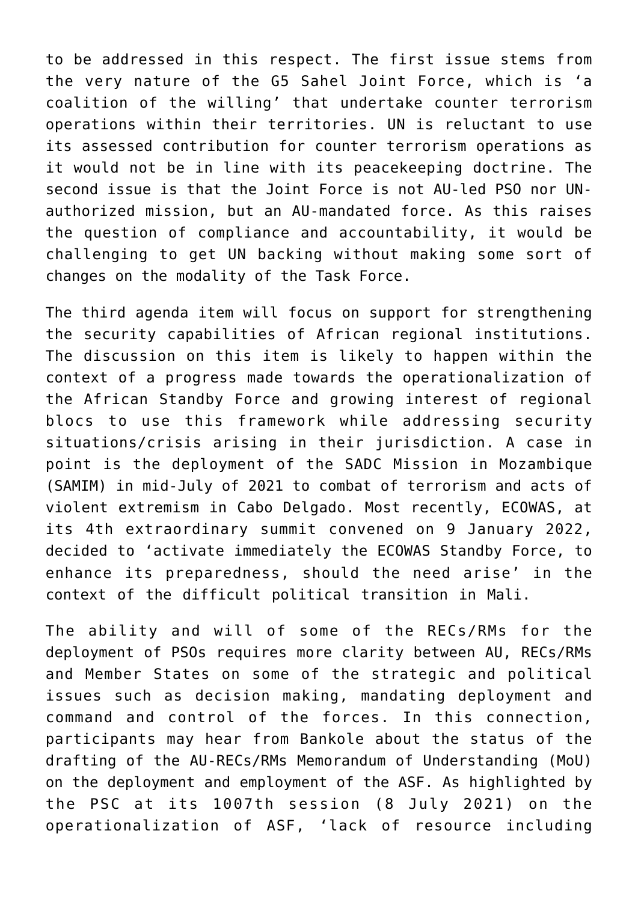to be addressed in this respect. The first issue stems from the very nature of the G5 Sahel Joint Force, which is 'a coalition of the willing' that undertake counter terrorism operations within their territories. UN is reluctant to use its assessed contribution for counter terrorism operations as it would not be in line with its peacekeeping doctrine. The second issue is that the Joint Force is not AU-led PSO nor UN-authorized mission, but an AU-mandated force. As this raises the question of compliance and accountability, it would be challenging to get UN backing without making some sort of changes on the modality of the Task Force.

The third agenda item will focus on support for strengthening the security capabilities of African regional institutions. The discussion on this item is likely to happen within the context of a progress made towards the operationalization of the African Standby Force and growing interest of regional blocs to use this framework while addressing security situations/crisis arising in their jurisdiction. A case in point is the deployment of the SADC Mission in Mozambique (SAMIM) in mid-July of 2021 to combat of terrorism and acts of violent extremism in Cabo Delgado. Most recently, ECOWAS, at its 4th extraordinary summit convened on 9 January 2022, decided to 'activate immediately the ECOWAS Standby Force, to enhance its preparedness, should the need arise' in the context of the difficult political transition in Mali.

The ability and will of some of the RECs/RMs for the deployment of PSOs requires more clarity between AU, RECs/RMs and Member States on some of the strategic and political issues such as decision making, mandating deployment and command and control of the forces. In this connection, participants may hear from Bankole about the status of the drafting of the AU-RECs/RMs Memorandum of Understanding (MoU) on the deployment and employment of the ASF. As highlighted by the PSC at its 1007th session (8 July 2021) on the operationalization of ASF, 'lack of resource including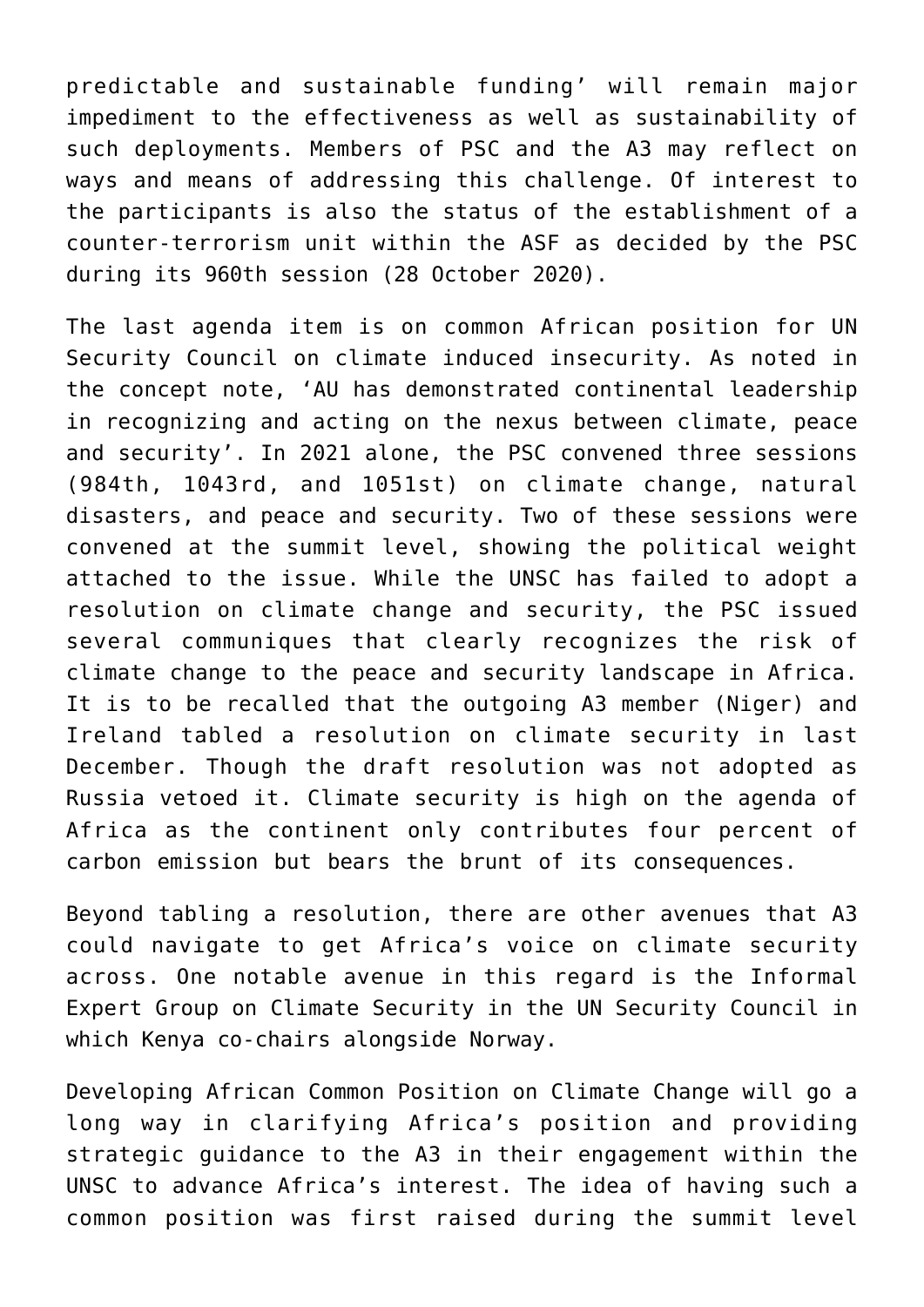predictable and sustainable funding' will remain major impediment to the effectiveness as well as sustainability of such deployments. Members of PSC and the A3 may reflect on ways and means of addressing this challenge. Of interest to the participants is also the status of the establishment of a counter-terrorism unit within the ASF as decided by the PSC during its 960th session (28 October 2020).

The last agenda item is on common African position for UN Security Council on climate induced insecurity. As noted in the concept note, 'AU has demonstrated continental leadership in recognizing and acting on the nexus between climate, peace and security'. In 2021 alone, the PSC convened three sessions (984th, 1043rd, and 1051st) on climate change, natural disasters, and peace and security. Two of these sessions were convened at the summit level, showing the political weight attached to the issue. While the UNSC has failed to adopt a resolution on climate change and security, the PSC issued several communiques that clearly recognizes the risk of climate change to the peace and security landscape in Africa. It is to be recalled that the outgoing A3 member (Niger) and Ireland tabled a resolution on climate security in last December. Though the draft resolution was not adopted as Russia vetoed it. Climate security is high on the agenda of Africa as the continent only contributes four percent of carbon emission but bears the brunt of its consequences.

Beyond tabling a resolution, there are other avenues that A3 could navigate to get Africa's voice on climate security across. One notable avenue in this regard is the Informal Expert Group on Climate Security in the UN Security Council in which Kenya co-chairs alongside Norway.

Developing African Common Position on Climate Change will go a long way in clarifying Africa's position and providing strategic guidance to the A3 in their engagement within the UNSC to advance Africa's interest. The idea of having such a common position was first raised during the summit level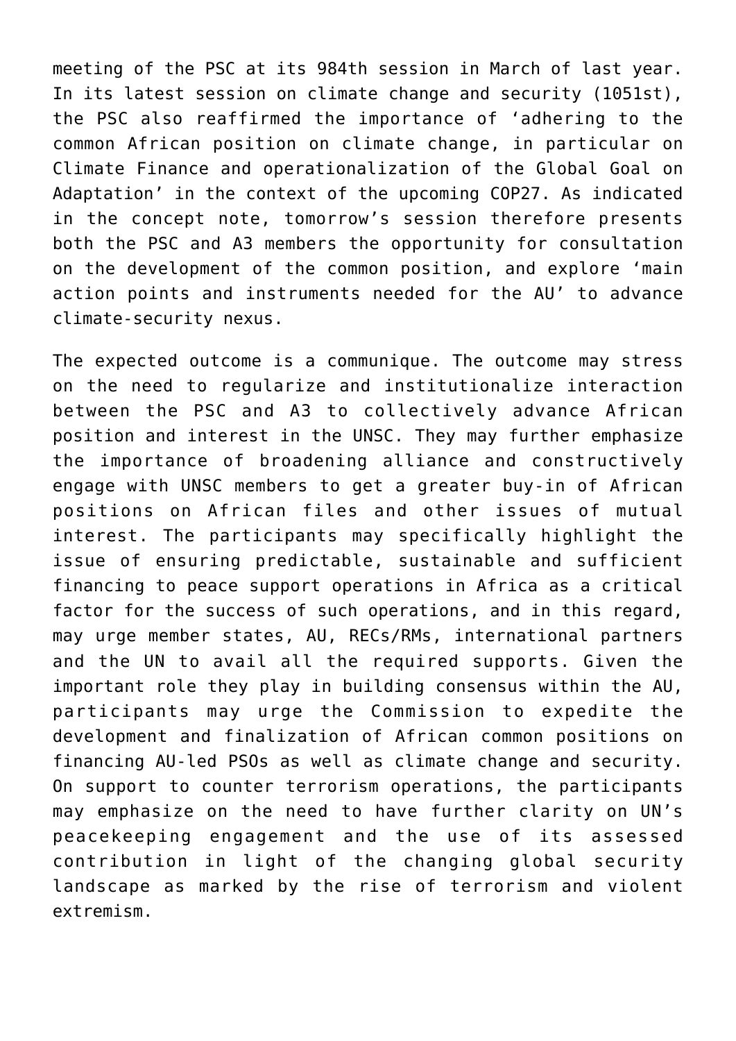meeting of the PSC at its 984th session in March of last year. In its latest session on climate change and security (1051st), the PSC also reaffirmed the importance of 'adhering to the common African position on climate change, in particular on Climate Finance and operationalization of the Global Goal on Adaptation' in the context of the upcoming COP27. As indicated in the concept note, tomorrow's session therefore presents both the PSC and A3 members the opportunity for consultation on the development of the common position, and explore 'main action points and instruments needed for the AU' to advance climate-security nexus.

The expected outcome is a communique. The outcome may stress on the need to regularize and institutionalize interaction between the PSC and A3 to collectively advance African position and interest in the UNSC. They may further emphasize the importance of broadening alliance and constructively engage with UNSC members to get a greater buy-in of African positions on African files and other issues of mutual interest. The participants may specifically highlight the issue of ensuring predictable, sustainable and sufficient financing to peace support operations in Africa as a critical factor for the success of such operations, and in this regard, may urge member states, AU, RECs/RMs, international partners and the UN to avail all the required supports. Given the important role they play in building consensus within the AU, participants may urge the Commission to expedite the development and finalization of African common positions on financing AU-led PSOs as well as climate change and security. On support to counter terrorism operations, the participants may emphasize on the need to have further clarity on UN's peacekeeping engagement and the use of its assessed contribution in light of the changing global security landscape as marked by the rise of terrorism and violent extremism.